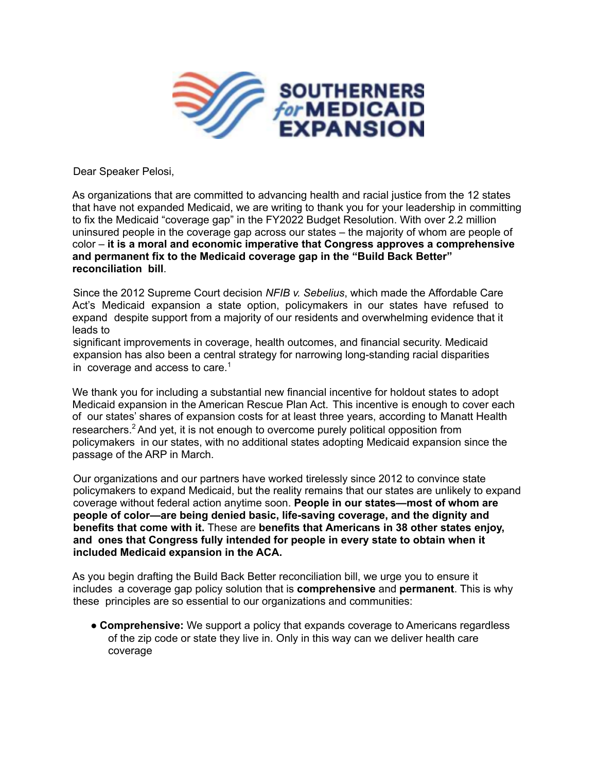Dear Speaker Pelosi,

As organizations that are committed to advancing health and racial justice from the 12 states that have not expanded Medicaid, we are writing to thank you for your leadership in committing to fix the Medicaid "coverage gap" in the FY2022 Budget Resolution. With over 2.2 million uninsured people in the coverage gap across our states – the majority of whom are people of color – **it is a moral and economic imperative that Congress approves a comprehensive and permanent fix to the Medicaid coverage gap in the "Build Back Better" reconciliation bill**.

Since the 2012 Supreme Court decision *NFIB v. Sebelius*, which made the Affordable Care Act's Medicaid expansion a state option, policymakers in our states have refused to expand despite support from a majority of our residents and overwhelming evidence that it leads to significant improvements in coverage, health outcomes, and financial security. Medicaid expansion has also been a central strategy for narrowing long-standing racial disparities in coverage and access to care.[1]

We thank you for including a substantial new financial incentive for holdout states to adopt Medicaid expansion in the American Rescue Plan Act. This incentive is enough to cover each of our states' shares of expansion costs for at least three years, according to Manatt Health researchers.[2] And yet, it is not enough to overcome purely political opposition from policymakers in our states, with no additional states adopting Medicaid expansion since the passage of the ARP in March.

Our organizations and our partners have worked tirelessly since 2012 to convince state policymakers to expand Medicaid, but the reality remains that our states are unlikely to expand coverage without federal action anytime soon. **People in our states—most of whom are people of color—are being denied basic, life-saving coverage, and the dignity and benefits that come with it.** These are **benefits that Americans in 38 other states enjoy, and ones that Congress fully intended for people in every state to obtain when it included Medicaid expansion in the ACA.**

As you begin drafting the Build Back Better reconciliation bill, we urge you to ensure it includes a coverage gap policy solution that is **comprehensive** and **permanent**. This is why these principles are so essential to our organizations and communities:

- **Comprehensive:** We support a policy that expands coverage to Americans regardless of the zip code or state they live in. Only in this way can we deliver health care coverage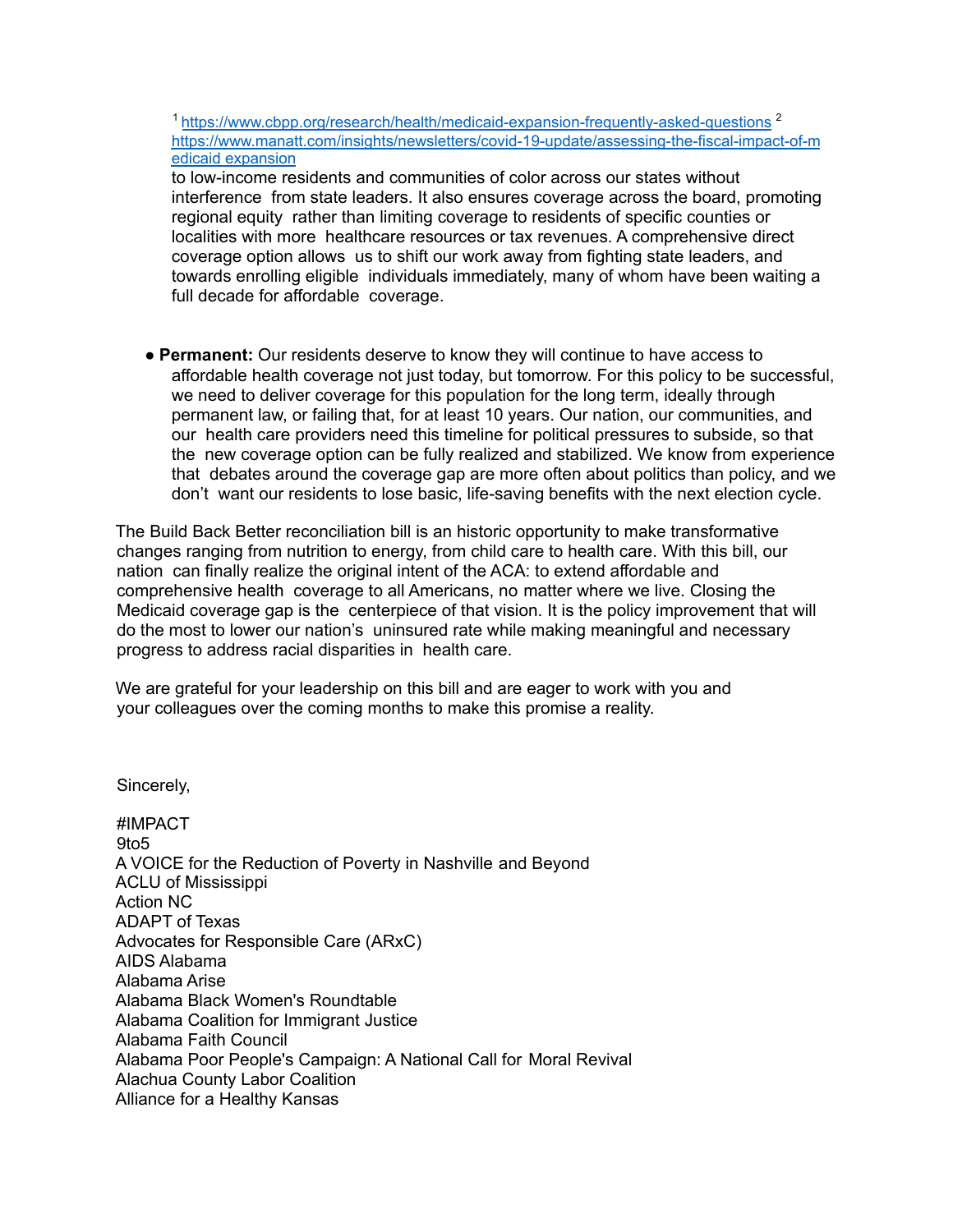[1] https://www.cbpp.org/research/health/medicaid-expansion-frequently-asked-questions [2] https://www.manatt.com/insights/newsletters/covid-19-update/assessing-the-fiscal-impact-of-medicaid expansion

to low-income residents and communities of color across our states without interference from state leaders. It also ensures coverage across the board, promoting regional equity rather than limiting coverage to residents of specific counties or localities with more healthcare resources or tax revenues. A comprehensive direct coverage option allows us to shift our work away from fighting state leaders, and towards enrolling eligible individuals immediately, many of whom have been waiting a full decade for affordable coverage.

- **Permanent:** Our residents deserve to know they will continue to have access to affordable health coverage not just today, but tomorrow. For this policy to be successful, we need to deliver coverage for this population for the long term, ideally through permanent law, or failing that, for at least 10 years. Our nation, our communities, and our health care providers need this timeline for political pressures to subside, so that the new coverage option can be fully realized and stabilized. We know from experience that debates around the coverage gap are more often about politics than policy, and we don't want our residents to lose basic, life-saving benefits with the next election cycle.

The Build Back Better reconciliation bill is an historic opportunity to make transformative changes ranging from nutrition to energy, from child care to health care. With this bill, our nation can finally realize the original intent of the ACA: to extend affordable and comprehensive health coverage to all Americans, no matter where we live. Closing the Medicaid coverage gap is the centerpiece of that vision. It is the policy improvement that will do the most to lower our nation's uninsured rate while making meaningful and necessary progress to address racial disparities in health care.

We are grateful for your leadership on this bill and are eager to work with you and your colleagues over the coming months to make this promise a reality.

Sincerely,

#IMPACT
9to5
A VOICE for the Reduction of Poverty in Nashville and Beyond
ACLU of Mississippi
Action NC
ADAPT of Texas
Advocates for Responsible Care (ARxC)
AIDS Alabama
Alabama Arise
Alabama Black Women's Roundtable
Alabama Coalition for Immigrant Justice
Alabama Faith Council
Alabama Poor People's Campaign: A National Call for Moral Revival
Alachua County Labor Coalition
Alliance for a Healthy Kansas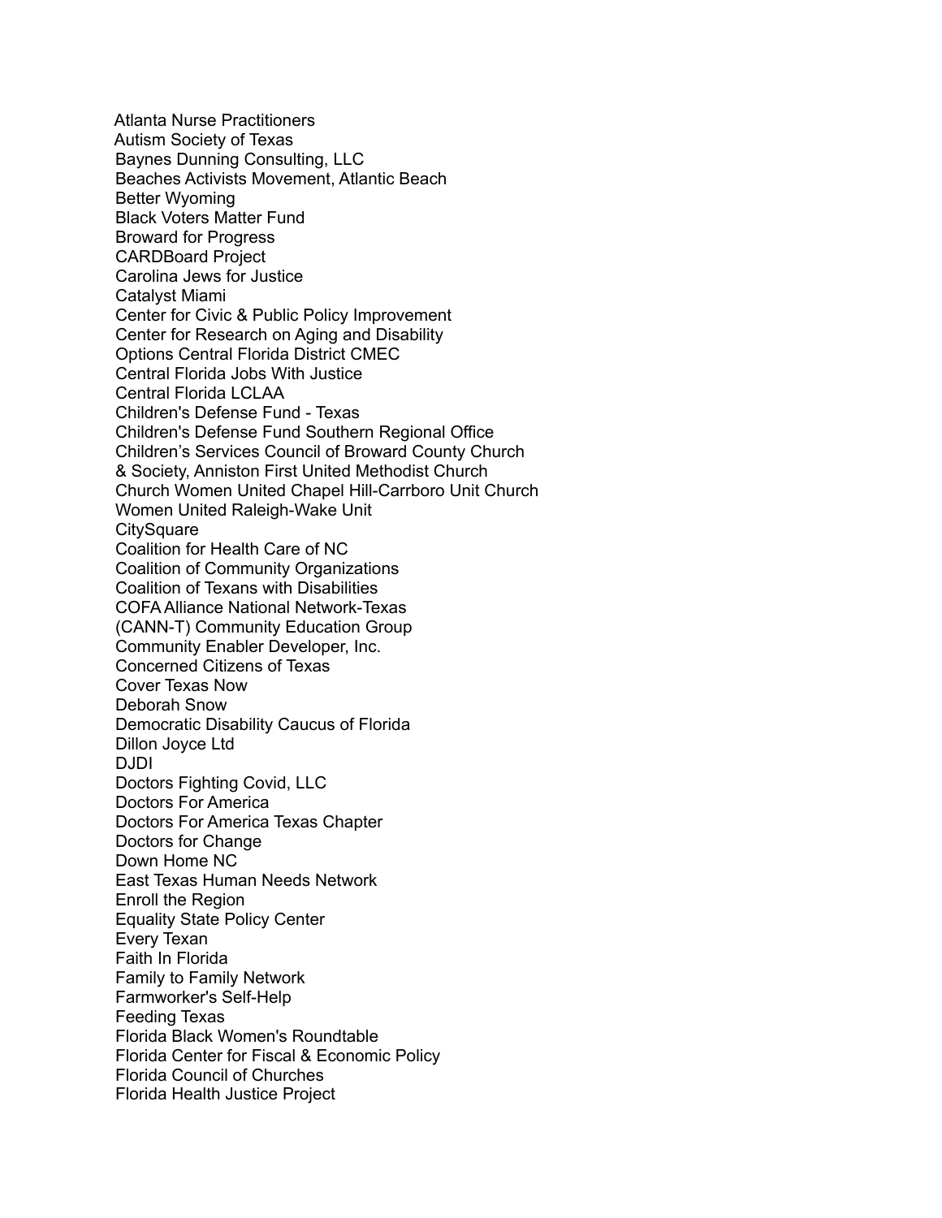Atlanta Nurse Practitioners
Autism Society of Texas
Baynes Dunning Consulting, LLC
Beaches Activists Movement, Atlantic Beach
Better Wyoming
Black Voters Matter Fund
Broward for Progress
CARDBoard Project
Carolina Jews for Justice
Catalyst Miami
Center for Civic & Public Policy Improvement
Center for Research on Aging and Disability
Options Central Florida District CMEC
Central Florida Jobs With Justice
Central Florida LCLAA
Children's Defense Fund - Texas
Children's Defense Fund Southern Regional Office
Children’s Services Council of Broward County Church
& Society, Anniston First United Methodist Church
Church Women United Chapel Hill-Carrboro Unit Church
Women United Raleigh-Wake Unit
CitySquare
Coalition for Health Care of NC
Coalition of Community Organizations
Coalition of Texans with Disabilities
COFA Alliance National Network-Texas
(CANN-T) Community Education Group
Community Enabler Developer, Inc.
Concerned Citizens of Texas
Cover Texas Now
Deborah Snow
Democratic Disability Caucus of Florida
Dillon Joyce Ltd
DJDI
Doctors Fighting Covid, LLC
Doctors For America
Doctors For America Texas Chapter
Doctors for Change
Down Home NC
East Texas Human Needs Network
Enroll the Region
Equality State Policy Center
Every Texan
Faith In Florida
Family to Family Network
Farmworker's Self-Help
Feeding Texas
Florida Black Women's Roundtable
Florida Center for Fiscal & Economic Policy
Florida Council of Churches
Florida Health Justice Project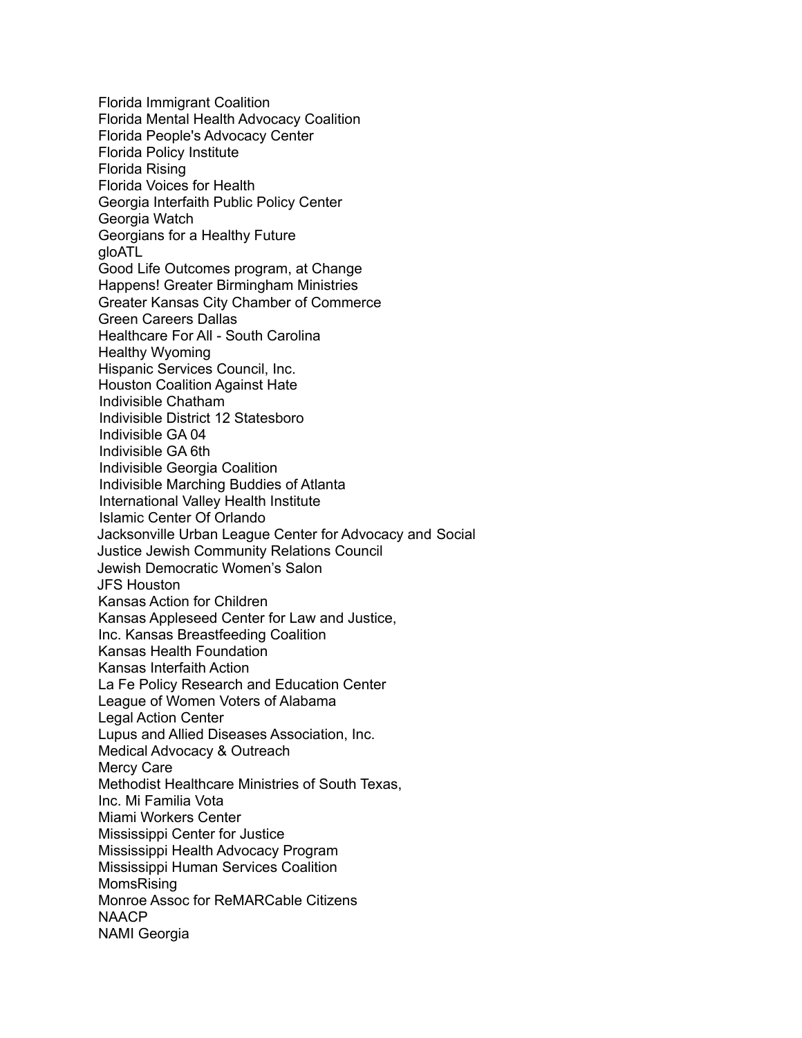Florida Immigrant Coalition
Florida Mental Health Advocacy Coalition
Florida People's Advocacy Center
Florida Policy Institute
Florida Rising
Florida Voices for Health
Georgia Interfaith Public Policy Center
Georgia Watch
Georgians for a Healthy Future
gloATL
Good Life Outcomes program, at Change
Happens! Greater Birmingham Ministries
Greater Kansas City Chamber of Commerce
Green Careers Dallas
Healthcare For All - South Carolina
Healthy Wyoming
Hispanic Services Council, Inc.
Houston Coalition Against Hate
Indivisible Chatham
Indivisible District 12 Statesboro
Indivisible GA 04
Indivisible GA 6th
Indivisible Georgia Coalition
Indivisible Marching Buddies of Atlanta
International Valley Health Institute
Islamic Center Of Orlando
Jacksonville Urban League Center for Advocacy and Social
Justice Jewish Community Relations Council
Jewish Democratic Women's Salon
JFS Houston
Kansas Action for Children
Kansas Appleseed Center for Law and Justice,
Inc. Kansas Breastfeeding Coalition
Kansas Health Foundation
Kansas Interfaith Action
La Fe Policy Research and Education Center
League of Women Voters of Alabama
Legal Action Center
Lupus and Allied Diseases Association, Inc.
Medical Advocacy & Outreach
Mercy Care
Methodist Healthcare Ministries of South Texas,
Inc. Mi Familia Vota
Miami Workers Center
Mississippi Center for Justice
Mississippi Health Advocacy Program
Mississippi Human Services Coalition
MomsRising
Monroe Assoc for ReMARCable Citizens
NAACP
NAMI Georgia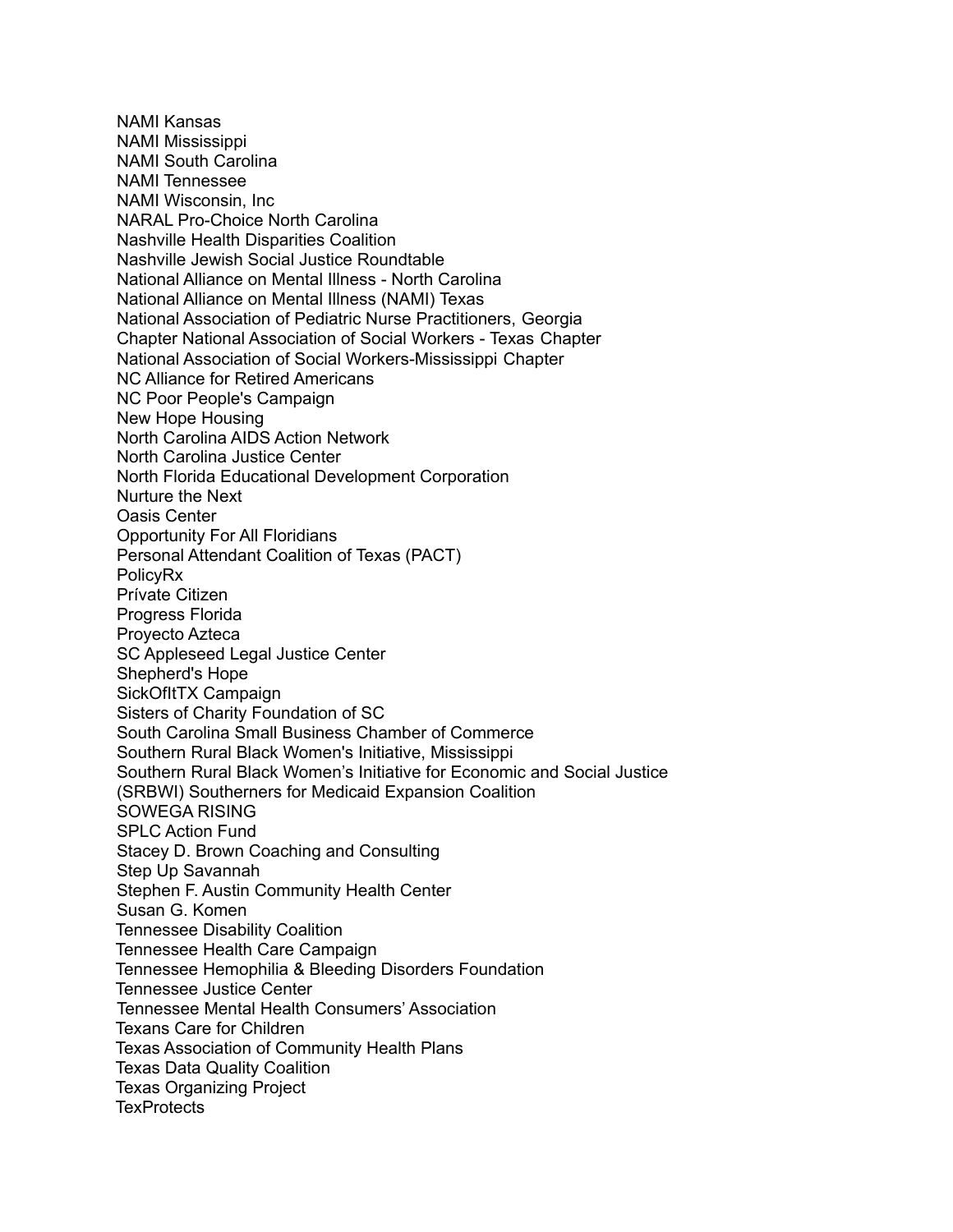NAMI Kansas
NAMI Mississippi
NAMI South Carolina
NAMI Tennessee
NAMI Wisconsin, Inc
NARAL Pro-Choice North Carolina
Nashville Health Disparities Coalition
Nashville Jewish Social Justice Roundtable
National Alliance on Mental Illness - North Carolina
National Alliance on Mental Illness (NAMI) Texas
National Association of Pediatric Nurse Practitioners, Georgia
Chapter National Association of Social Workers - Texas Chapter
National Association of Social Workers-Mississippi Chapter
NC Alliance for Retired Americans
NC Poor People's Campaign
New Hope Housing
North Carolina AIDS Action Network
North Carolina Justice Center
North Florida Educational Development Corporation
Nurture the Next
Oasis Center
Opportunity For All Floridians
Personal Attendant Coalition of Texas (PACT)
PolicyRx
Prívate Citizen
Progress Florida
Proyecto Azteca
SC Appleseed Legal Justice Center
Shepherd's Hope
SickOfItTX Campaign
Sisters of Charity Foundation of SC
South Carolina Small Business Chamber of Commerce
Southern Rural Black Women's Initiative, Mississippi
Southern Rural Black Women's Initiative for Economic and Social Justice
(SRBWI) Southerners for Medicaid Expansion Coalition
SOWEGA RISING
SPLC Action Fund
Stacey D. Brown Coaching and Consulting
Step Up Savannah
Stephen F. Austin Community Health Center
Susan G. Komen
Tennessee Disability Coalition
Tennessee Health Care Campaign
Tennessee Hemophilia & Bleeding Disorders Foundation
Tennessee Justice Center
Tennessee Mental Health Consumers' Association
Texans Care for Children
Texas Association of Community Health Plans
Texas Data Quality Coalition
Texas Organizing Project
TexProtects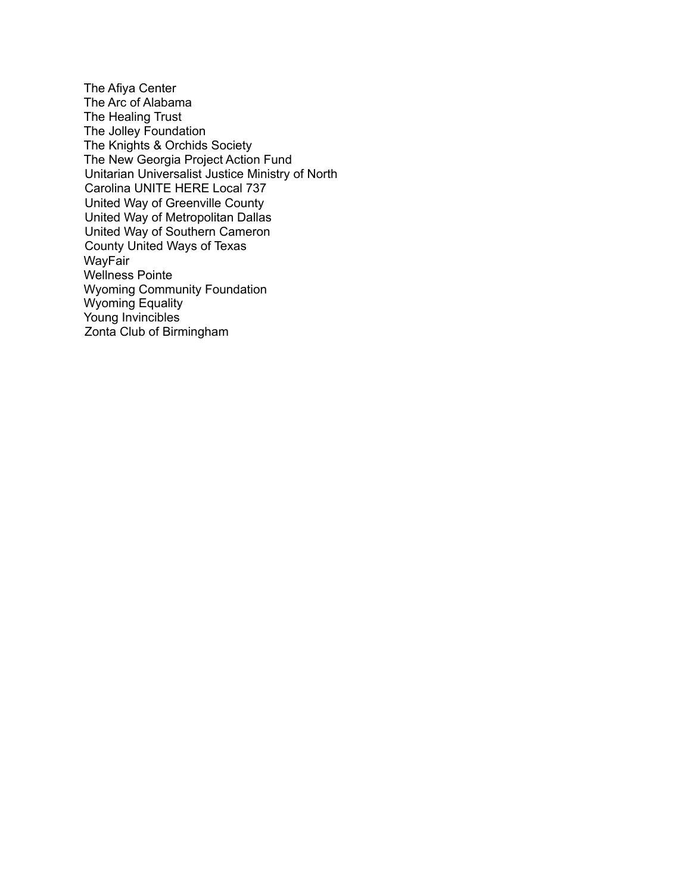The Afiya Center
The Arc of Alabama
The Healing Trust
The Jolley Foundation
The Knights & Orchids Society
The New Georgia Project Action Fund
Unitarian Universalist Justice Ministry of North
Carolina UNITE HERE Local 737
United Way of Greenville County
United Way of Metropolitan Dallas
United Way of Southern Cameron
County United Ways of Texas
WayFair
Wellness Pointe
Wyoming Community Foundation
Wyoming Equality
Young Invincibles
Zonta Club of Birmingham